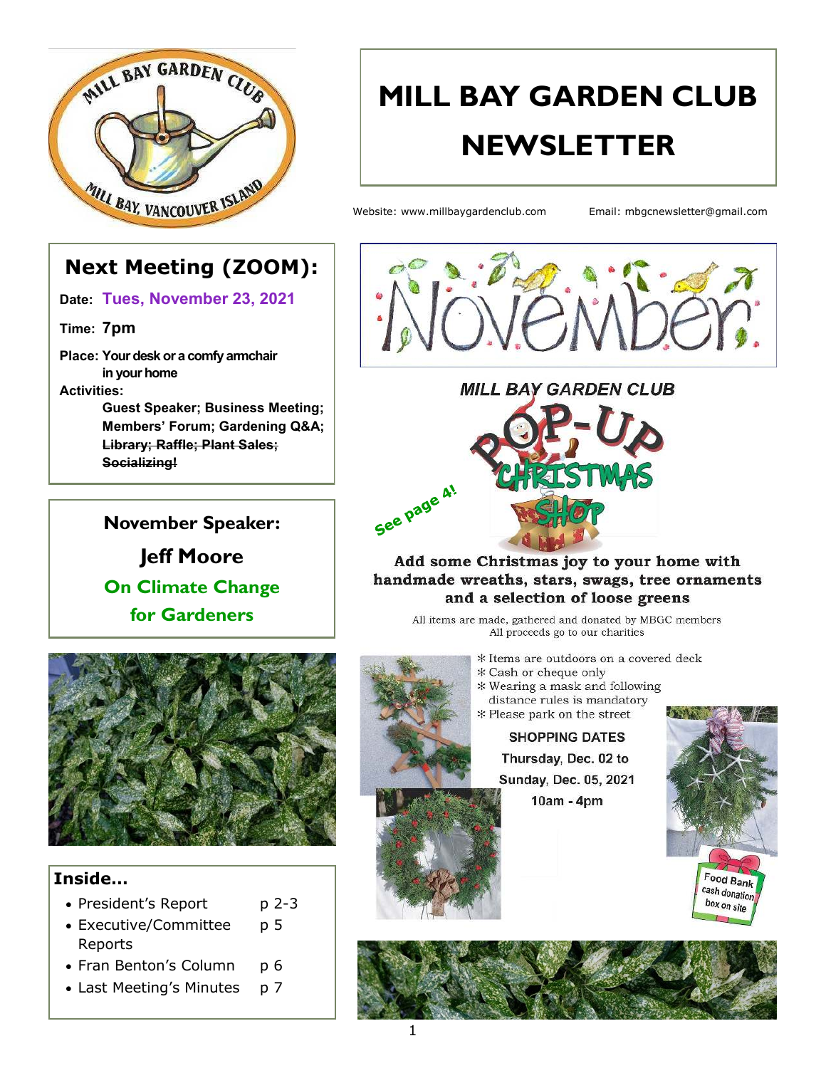# MILL BAY GARDEN CLUB NEWSLETTER

Website: www.millbaygardenclub.com Email: mbgcnewsletter@gmail.com

## Next Meeting (ZOOM):

**Date:** Tues, November 23, 2021

**Time:** 7pm

**Place:** Your desk or a comfy armchair in your home

**Activities:**

Guest Speaker; Business Meeting; Members' Forum; Gardening Q&A; ~~Library; Raffle; Plant Sales; Socializing!~~

## November Speaker:

### Jeff Moore

### On Climate Change for Gardeners

## Inside…

- President's Report p 2-3
- Executive/Committee Reports p 5
- Fran Benton's Column p 6
- Last Meeting's Minutes p 7

November

MILL BAY GARDEN CLUB

POP-UP CHRISTMAS SHOP

See page 4!

**Add some Christmas joy to your home with handmade wreaths, stars, swags, tree ornaments and a selection of loose greens**

All items are made, gathered and donated by MBGC members
All proceeds go to our charities

* Items are outdoors on a covered deck
* Cash or cheque only
* Wearing a mask and following distance rules is mandatory
* Please park on the street

**SHOPPING DATES**

**Thursday, Dec. 02 to Sunday, Dec. 05, 2021**

**10am - 4pm**

Food Bank cash donation box on site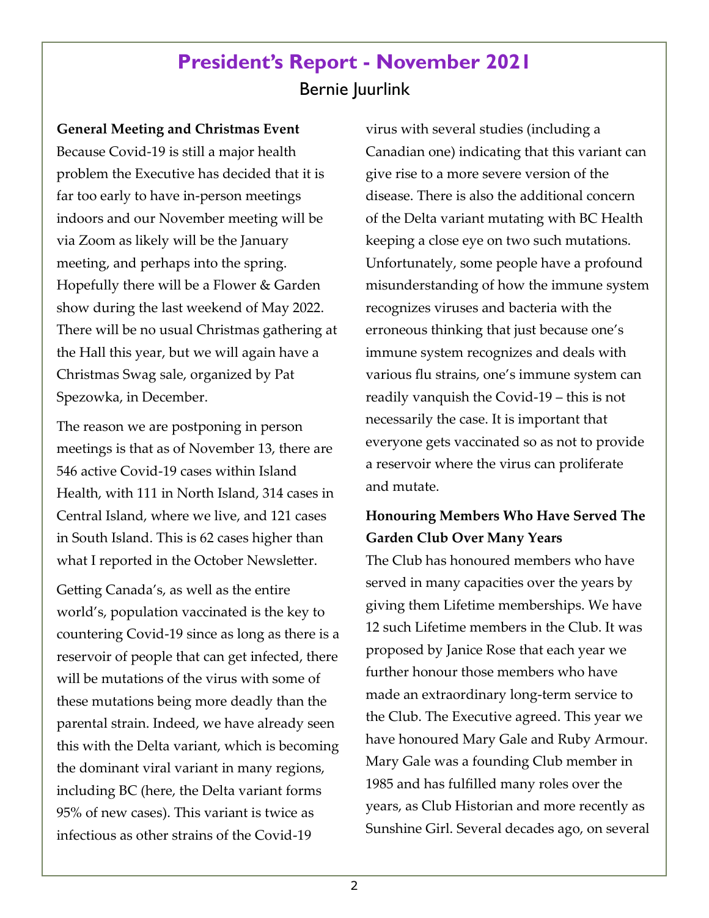# President's Report - November 2021

Bernie Juurlink

**General Meeting and Christmas Event**

Because Covid-19 is still a major health problem the Executive has decided that it is far too early to have in-person meetings indoors and our November meeting will be via Zoom as likely will be the January meeting, and perhaps into the spring. Hopefully there will be a Flower & Garden show during the last weekend of May 2022. There will be no usual Christmas gathering at the Hall this year, but we will again have a Christmas Swag sale, organized by Pat Spezowka, in December.

The reason we are postponing in person meetings is that as of November 13, there are 546 active Covid-19 cases within Island Health, with 111 in North Island, 314 cases in Central Island, where we live, and 121 cases in South Island. This is 62 cases higher than what I reported in the October Newsletter.

Getting Canada's, as well as the entire world's, population vaccinated is the key to countering Covid-19 since as long as there is a reservoir of people that can get infected, there will be mutations of the virus with some of these mutations being more deadly than the parental strain. Indeed, we have already seen this with the Delta variant, which is becoming the dominant viral variant in many regions, including BC (here, the Delta variant forms 95% of new cases). This variant is twice as infectious as other strains of the Covid-19 virus with several studies (including a Canadian one) indicating that this variant can give rise to a more severe version of the disease. There is also the additional concern of the Delta variant mutating with BC Health keeping a close eye on two such mutations. Unfortunately, some people have a profound misunderstanding of how the immune system recognizes viruses and bacteria with the erroneous thinking that just because one's immune system recognizes and deals with various flu strains, one's immune system can readily vanquish the Covid-19 – this is not necessarily the case. It is important that everyone gets vaccinated so as not to provide a reservoir where the virus can proliferate and mutate.

**Honouring Members Who Have Served The Garden Club Over Many Years**

The Club has honoured members who have served in many capacities over the years by giving them Lifetime memberships. We have 12 such Lifetime members in the Club. It was proposed by Janice Rose that each year we further honour those members who have made an extraordinary long-term service to the Club. The Executive agreed. This year we have honoured Mary Gale and Ruby Armour. Mary Gale was a founding Club member in 1985 and has fulfilled many roles over the years, as Club Historian and more recently as Sunshine Girl. Several decades ago, on several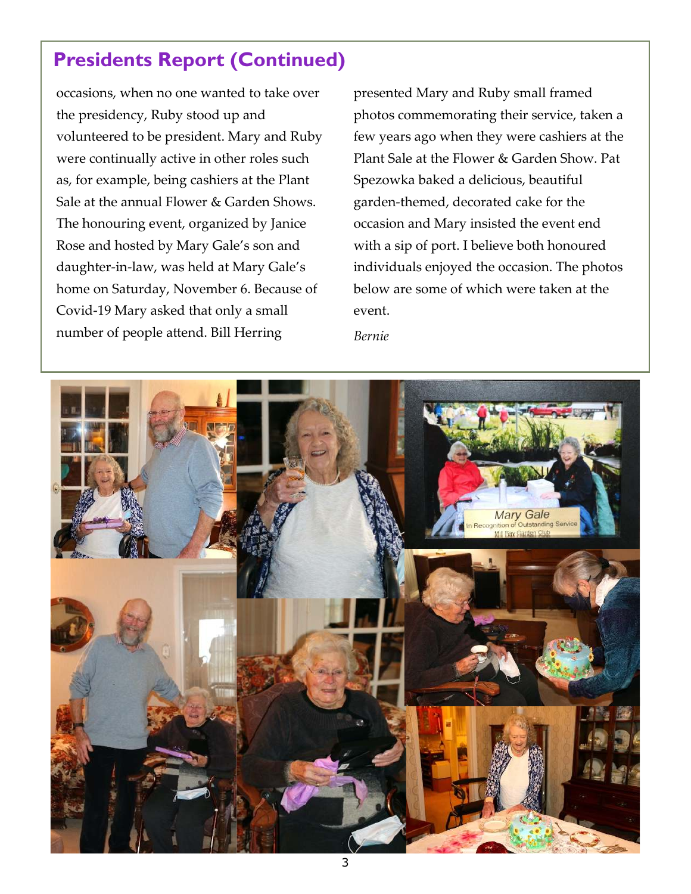## Presidents Report (Continued)

occasions, when no one wanted to take over the presidency, Ruby stood up and volunteered to be president. Mary and Ruby were continually active in other roles such as, for example, being cashiers at the Plant Sale at the annual Flower & Garden Shows. The honouring event, organized by Janice Rose and hosted by Mary Gale's son and daughter-in-law, was held at Mary Gale's home on Saturday, November 6. Because of Covid-19 Mary asked that only a small number of people attend. Bill Herring presented Mary and Ruby small framed photos commemorating their service, taken a few years ago when they were cashiers at the Plant Sale at the Flower & Garden Show. Pat Spezowka baked a delicious, beautiful garden-themed, decorated cake for the occasion and Mary insisted the event end with a sip of port. I believe both honoured individuals enjoyed the occasion. The photos below are some of which were taken at the event.

*Bernie*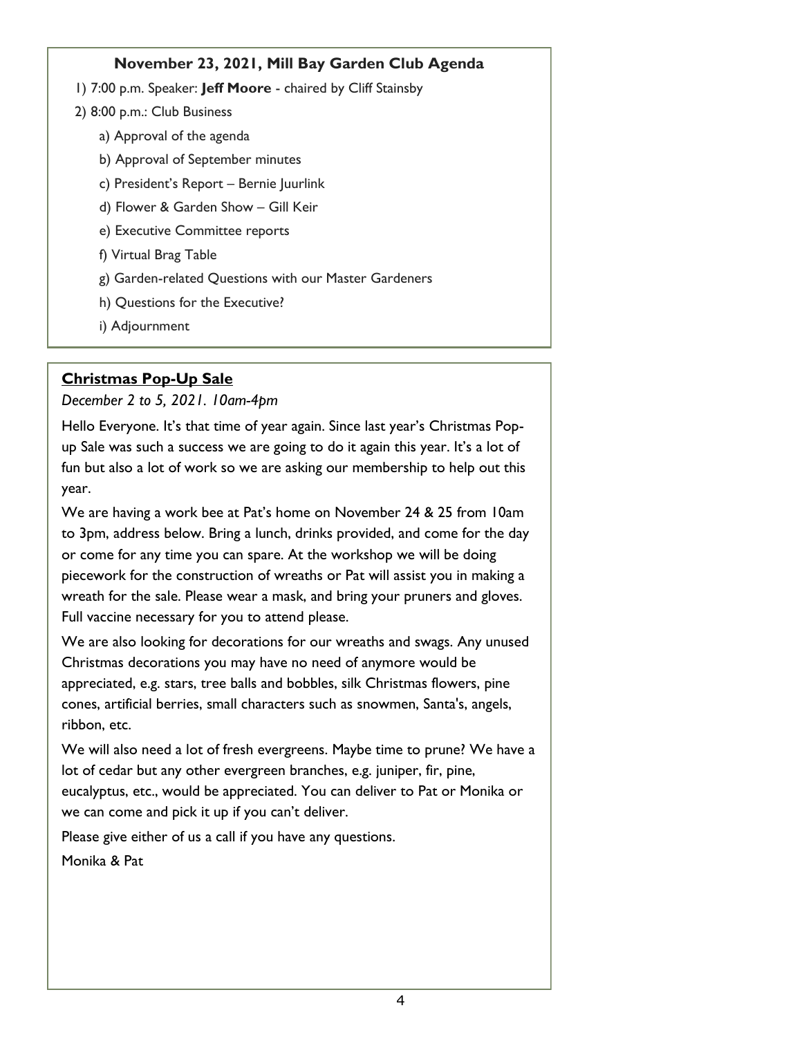## November 23, 2021, Mill Bay Garden Club Agenda

1) 7:00 p.m. Speaker: **Jeff Moore** - chaired by Cliff Stainsby

2) 8:00 p.m.: Club Business

   a) Approval of the agenda

   b) Approval of September minutes

   c) President's Report – Bernie Juurlink

   d) Flower & Garden Show – Gill Keir

   e) Executive Committee reports

   f) Virtual Brag Table

   g) Garden-related Questions with our Master Gardeners

   h) Questions for the Executive?

   i) Adjournment

## Christmas Pop-Up Sale

*December 2 to 5, 2021. 10am-4pm*

Hello Everyone. It's that time of year again. Since last year's Christmas Pop-up Sale was such a success we are going to do it again this year. It's a lot of fun but also a lot of work so we are asking our membership to help out this year.

We are having a work bee at Pat's home on November 24 & 25 from 10am to 3pm, address below. Bring a lunch, drinks provided, and come for the day or come for any time you can spare. At the workshop we will be doing piecework for the construction of wreaths or Pat will assist you in making a wreath for the sale. Please wear a mask, and bring your pruners and gloves. Full vaccine necessary for you to attend please.

We are also looking for decorations for our wreaths and swags. Any unused Christmas decorations you may have no need of anymore would be appreciated, e.g. stars, tree balls and bobbles, silk Christmas flowers, pine cones, artificial berries, small characters such as snowmen, Santa's, angels, ribbon, etc.

We will also need a lot of fresh evergreens. Maybe time to prune? We have a lot of cedar but any other evergreen branches, e.g. juniper, fir, pine, eucalyptus, etc., would be appreciated. You can deliver to Pat or Monika or we can come and pick it up if you can't deliver.

Please give either of us a call if you have any questions.

Monika & Pat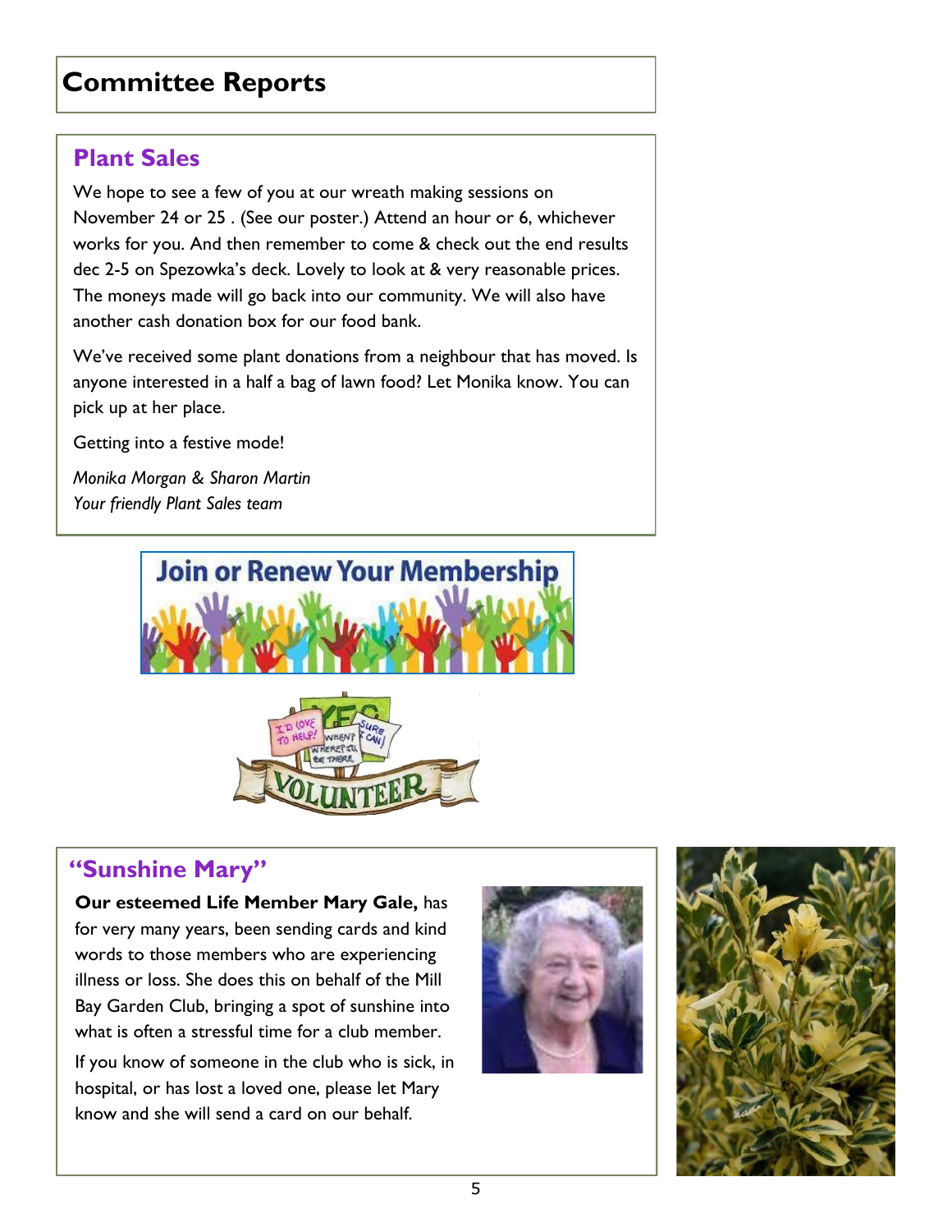# Committee Reports

## Plant Sales

We hope to see a few of you at our wreath making sessions on November 24 or 25 . (See our poster.) Attend an hour or 6, whichever works for you. And then remember to come & check out the end results dec 2-5 on Spezowka's deck. Lovely to look at & very reasonable prices. The moneys made will go back into our community. We will also have another cash donation box for our food bank.

We've received some plant donations from a neighbour that has moved. Is anyone interested in a half a bag of lawn food? Let Monika know. You can pick up at her place.

Getting into a festive mode!

*Monika Morgan & Sharon Martin*
*Your friendly Plant Sales team*

## "Sunshine Mary"

**Our esteemed Life Member Mary Gale,** has for very many years, been sending cards and kind words to those members who are experiencing illness or loss. She does this on behalf of the Mill Bay Garden Club, bringing a spot of sunshine into what is often a stressful time for a club member.

If you know of someone in the club who is sick, in hospital, or has lost a loved one, please let Mary know and she will send a card on our behalf.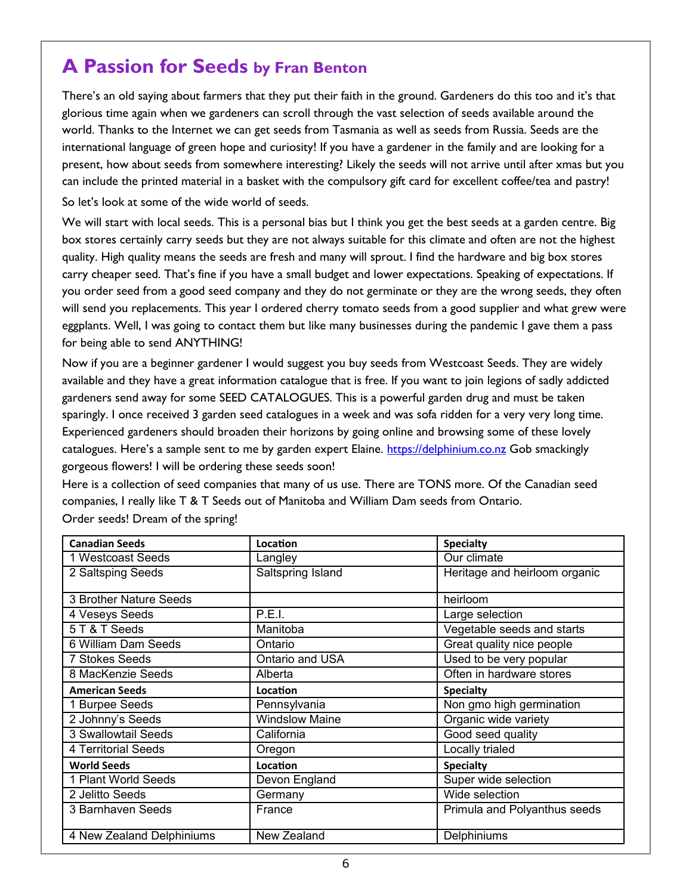## A Passion for Seeds by Fran Benton

There's an old saying about farmers that they put their faith in the ground. Gardeners do this too and it's that glorious time again when we gardeners can scroll through the vast selection of seeds available around the world. Thanks to the Internet we can get seeds from Tasmania as well as seeds from Russia. Seeds are the international language of green hope and curiosity! If you have a gardener in the family and are looking for a present, how about seeds from somewhere interesting? Likely the seeds will not arrive until after xmas but you can include the printed material in a basket with the compulsory gift card for excellent coffee/tea and pastry!

So let's look at some of the wide world of seeds.

We will start with local seeds. This is a personal bias but I think you get the best seeds at a garden centre. Big box stores certainly carry seeds but they are not always suitable for this climate and often are not the highest quality. High quality means the seeds are fresh and many will sprout. I find the hardware and big box stores carry cheaper seed. That's fine if you have a small budget and lower expectations. Speaking of expectations. If you order seed from a good seed company and they do not germinate or they are the wrong seeds, they often will send you replacements. This year I ordered cherry tomato seeds from a good supplier and what grew were eggplants. Well, I was going to contact them but like many businesses during the pandemic I gave them a pass for being able to send ANYTHING!

Now if you are a beginner gardener I would suggest you buy seeds from Westcoast Seeds. They are widely available and they have a great information catalogue that is free. If you want to join legions of sadly addicted gardeners send away for some SEED CATALOGUES. This is a powerful garden drug and must be taken sparingly. I once received 3 garden seed catalogues in a week and was sofa ridden for a very very long time. Experienced gardeners should broaden their horizons by going online and browsing some of these lovely catalogues. Here's a sample sent to me by garden expert Elaine. https://delphinium.co.nz Gob smackingly gorgeous flowers! I will be ordering these seeds soon!

Here is a collection of seed companies that many of us use. There are TONS more. Of the Canadian seed companies, I really like T & T Seeds out of Manitoba and William Dam seeds from Ontario.

Order seeds! Dream of the spring!

| Canadian Seeds | Location | Specialty |
|---|---|---|
| 1 Westcoast Seeds | Langley | Our climate |
| 2 Saltsping Seeds | Saltspring Island | Heritage and heirloom organic |
| 3 Brother Nature Seeds | | heirloom |
| 4 Veseys Seeds | P.E.I. | Large selection |
| 5 T & T Seeds | Manitoba | Vegetable seeds and starts |
| 6 William Dam Seeds | Ontario | Great quality nice people |
| 7 Stokes Seeds | Ontario and USA | Used to be very popular |
| 8 MacKenzie Seeds | Alberta | Often in hardware stores |
| **American Seeds** | **Location** | **Specialty** |
| 1 Burpee Seeds | Pennsylvania | Non gmo high germination |
| 2 Johnny's Seeds | Windslow Maine | Organic wide variety |
| 3 Swallowtail Seeds | California | Good seed quality |
| 4 Territorial Seeds | Oregon | Locally trialed |
| **World Seeds** | **Location** | **Specialty** |
| 1 Plant World Seeds | Devon England | Super wide selection |
| 2 Jelitto Seeds | Germany | Wide selection |
| 3 Barnhaven Seeds | France | Primula and Polyanthus seeds |
| 4 New Zealand Delphiniums | New Zealand | Delphiniums |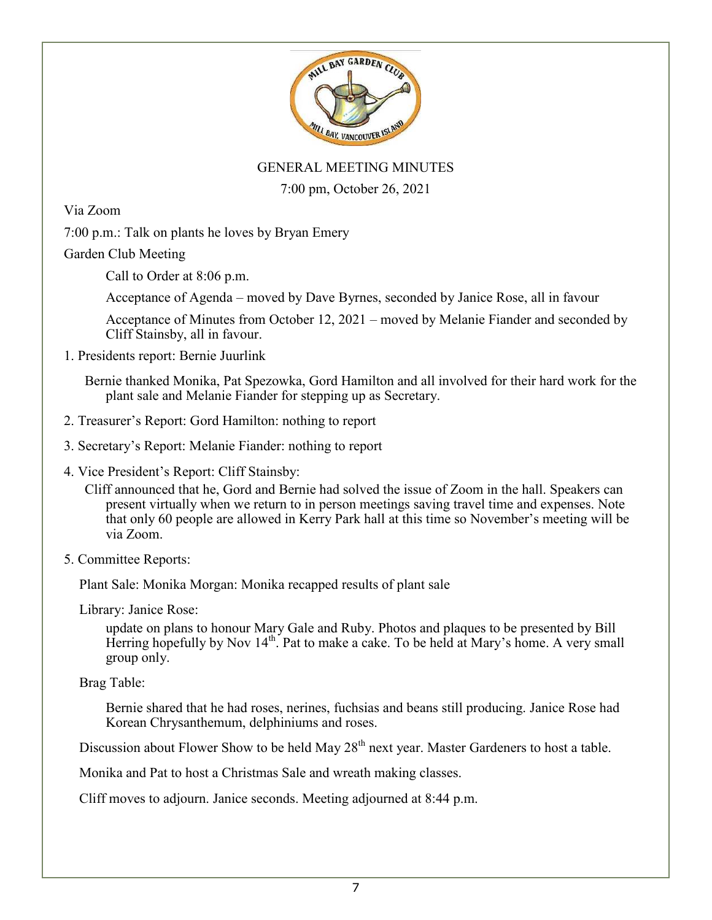GENERAL MEETING MINUTES

7:00 pm, October 26, 2021

Via Zoom

7:00 p.m.: Talk on plants he loves by Bryan Emery

Garden Club Meeting

Call to Order at 8:06 p.m.

Acceptance of Agenda – moved by Dave Byrnes, seconded by Janice Rose, all in favour

Acceptance of Minutes from October 12, 2021 – moved by Melanie Fiander and seconded by Cliff Stainsby, all in favour.

1. Presidents report: Bernie Juurlink

   Bernie thanked Monika, Pat Spezowka, Gord Hamilton and all involved for their hard work for the plant sale and Melanie Fiander for stepping up as Secretary.

2. Treasurer's Report: Gord Hamilton: nothing to report

3. Secretary's Report: Melanie Fiander: nothing to report

4. Vice President's Report: Cliff Stainsby:

   Cliff announced that he, Gord and Bernie had solved the issue of Zoom in the hall. Speakers can present virtually when we return to in person meetings saving travel time and expenses. Note that only 60 people are allowed in Kerry Park hall at this time so November's meeting will be via Zoom.

5. Committee Reports:

   Plant Sale: Monika Morgan: Monika recapped results of plant sale

   Library: Janice Rose:

   update on plans to honour Mary Gale and Ruby. Photos and plaques to be presented by Bill Herring hopefully by Nov 14th. Pat to make a cake. To be held at Mary's home. A very small group only.

   Brag Table:

   Bernie shared that he had roses, nerines, fuchsias and beans still producing. Janice Rose had Korean Chrysanthemum, delphiniums and roses.

   Discussion about Flower Show to be held May 28th next year. Master Gardeners to host a table.

   Monika and Pat to host a Christmas Sale and wreath making classes.

   Cliff moves to adjourn. Janice seconds. Meeting adjourned at 8:44 p.m.